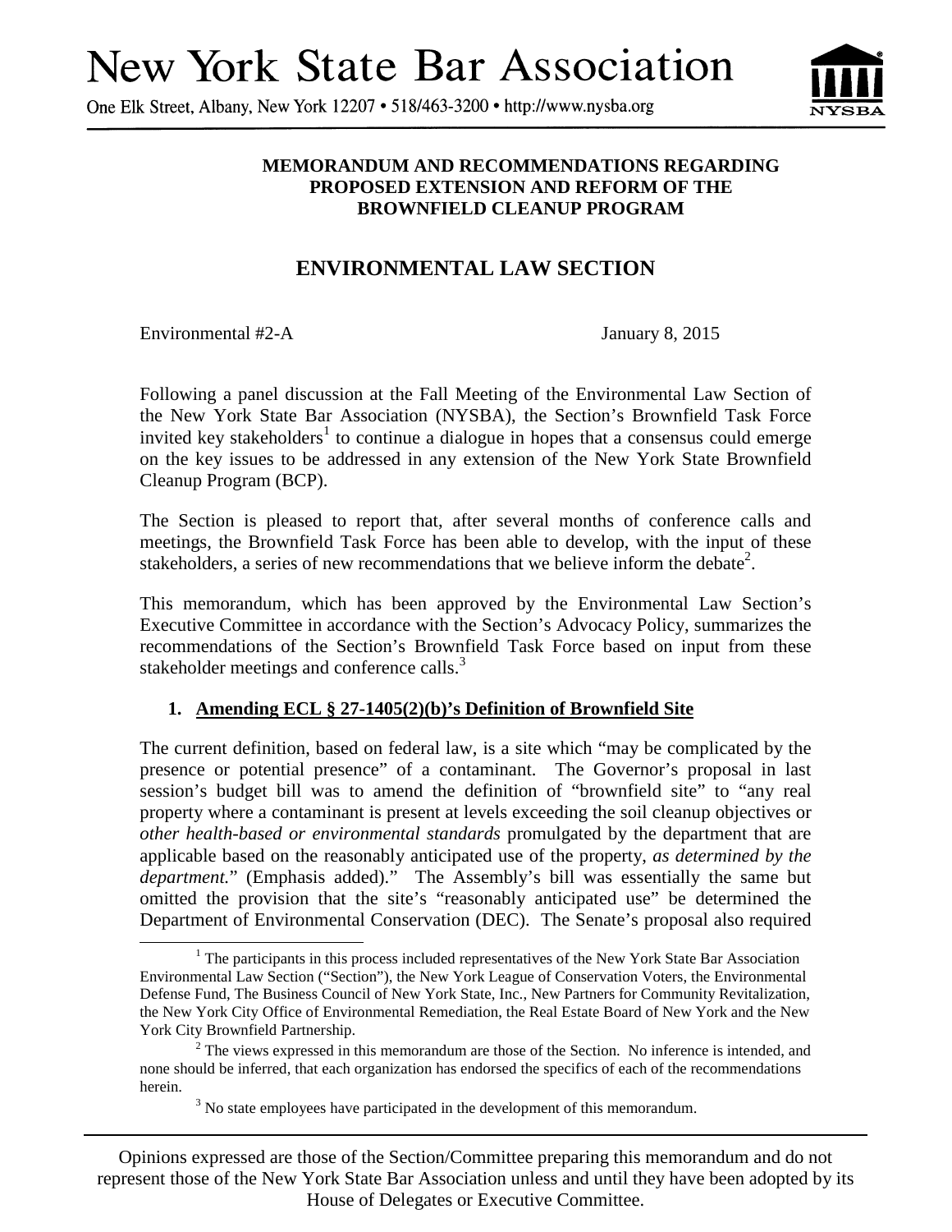# New York State Bar Association

One Elk Street, Albany, New York 12207 • 518/463-3200 • http://www.nysba.org

**MEMORANDUM AND RECOMMENDATIONS REGARDING PROPOSED EXTENSION AND REFORM OF THE BROWNFIELD CLEANUP PROGRAM**

## ENVIRONMENTAL LAW SECTION

Environmental #2-A — January 8, 2015

Following a panel discussion at the Fall Meeting of the Environmental Law Section of the New York State Bar Association (NYSBA), the Section's Brownfield Task Force invited key stakeholders[1] to continue a dialogue in hopes that a consensus could emerge on the key issues to be addressed in any extension of the New York State Brownfield Cleanup Program (BCP).

The Section is pleased to report that, after several months of conference calls and meetings, the Brownfield Task Force has been able to develop, with the input of these stakeholders, a series of new recommendations that we believe inform the debate[2].

This memorandum, which has been approved by the Environmental Law Section's Executive Committee in accordance with the Section's Advocacy Policy, summarizes the recommendations of the Section's Brownfield Task Force based on input from these stakeholder meetings and conference calls.[3]

### 1. Amending ECL § 27-1405(2)(b)'s Definition of Brownfield Site

The current definition, based on federal law, is a site which "may be complicated by the presence or potential presence" of a contaminant. The Governor's proposal in last session's budget bill was to amend the definition of "brownfield site" to "any real property where a contaminant is present at levels exceeding the soil cleanup objectives or *other health-based or environmental standards* promulgated by the department that are applicable based on the reasonably anticipated use of the property, *as determined by the department.*" (Emphasis added)." The Assembly's bill was essentially the same but omitted the provision that the site's "reasonably anticipated use" be determined the Department of Environmental Conservation (DEC). The Senate's proposal also required

[1] The participants in this process included representatives of the New York State Bar Association Environmental Law Section ("Section"), the New York League of Conservation Voters, the Environmental Defense Fund, The Business Council of New York State, Inc., New Partners for Community Revitalization, the New York City Office of Environmental Remediation, the Real Estate Board of New York and the New York City Brownfield Partnership.

[2] The views expressed in this memorandum are those of the Section. No inference is intended, and none should be inferred, that each organization has endorsed the specifics of each of the recommendations herein.

[3] No state employees have participated in the development of this memorandum.

Opinions expressed are those of the Section/Committee preparing this memorandum and do not represent those of the New York State Bar Association unless and until they have been adopted by its House of Delegates or Executive Committee.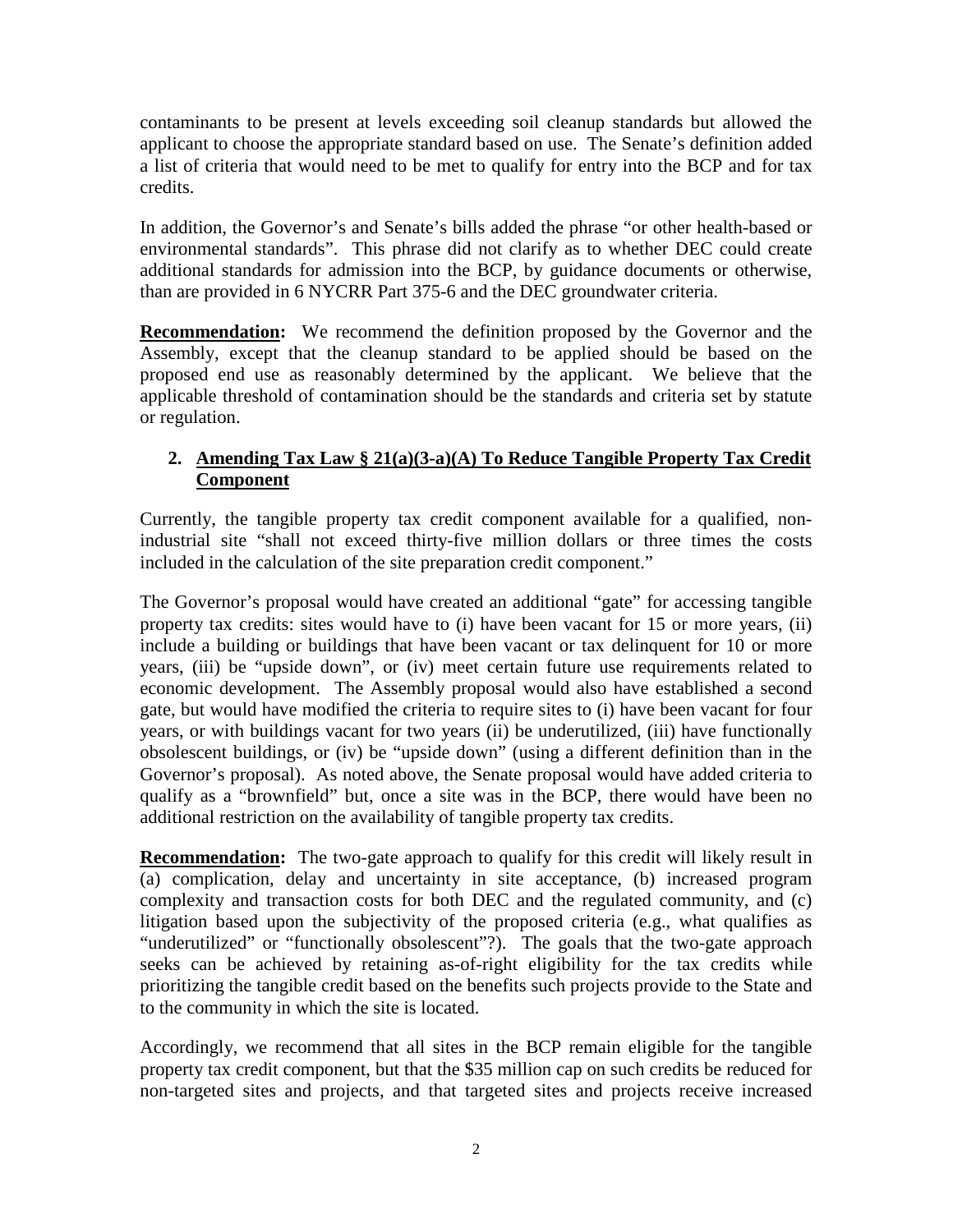contaminants to be present at levels exceeding soil cleanup standards but allowed the applicant to choose the appropriate standard based on use. The Senate's definition added a list of criteria that would need to be met to qualify for entry into the BCP and for tax credits.

In addition, the Governor's and Senate's bills added the phrase "or other health-based or environmental standards". This phrase did not clarify as to whether DEC could create additional standards for admission into the BCP, by guidance documents or otherwise, than are provided in 6 NYCRR Part 375-6 and the DEC groundwater criteria.

**Recommendation:** We recommend the definition proposed by the Governor and the Assembly, except that the cleanup standard to be applied should be based on the proposed end use as reasonably determined by the applicant. We believe that the applicable threshold of contamination should be the standards and criteria set by statute or regulation.

2. **Amending Tax Law § 21(a)(3-a)(A) To Reduce Tangible Property Tax Credit Component**

Currently, the tangible property tax credit component available for a qualified, non-industrial site "shall not exceed thirty-five million dollars or three times the costs included in the calculation of the site preparation credit component."

The Governor's proposal would have created an additional "gate" for accessing tangible property tax credits: sites would have to (i) have been vacant for 15 or more years, (ii) include a building or buildings that have been vacant or tax delinquent for 10 or more years, (iii) be "upside down", or (iv) meet certain future use requirements related to economic development. The Assembly proposal would also have established a second gate, but would have modified the criteria to require sites to (i) have been vacant for four years, or with buildings vacant for two years (ii) be underutilized, (iii) have functionally obsolescent buildings, or (iv) be "upside down" (using a different definition than in the Governor's proposal). As noted above, the Senate proposal would have added criteria to qualify as a "brownfield" but, once a site was in the BCP, there would have been no additional restriction on the availability of tangible property tax credits.

**Recommendation:** The two-gate approach to qualify for this credit will likely result in (a) complication, delay and uncertainty in site acceptance, (b) increased program complexity and transaction costs for both DEC and the regulated community, and (c) litigation based upon the subjectivity of the proposed criteria (e.g., what qualifies as "underutilized" or "functionally obsolescent"?). The goals that the two-gate approach seeks can be achieved by retaining as-of-right eligibility for the tax credits while prioritizing the tangible credit based on the benefits such projects provide to the State and to the community in which the site is located.

Accordingly, we recommend that all sites in the BCP remain eligible for the tangible property tax credit component, but that the $35 million cap on such credits be reduced for non-targeted sites and projects, and that targeted sites and projects receive increased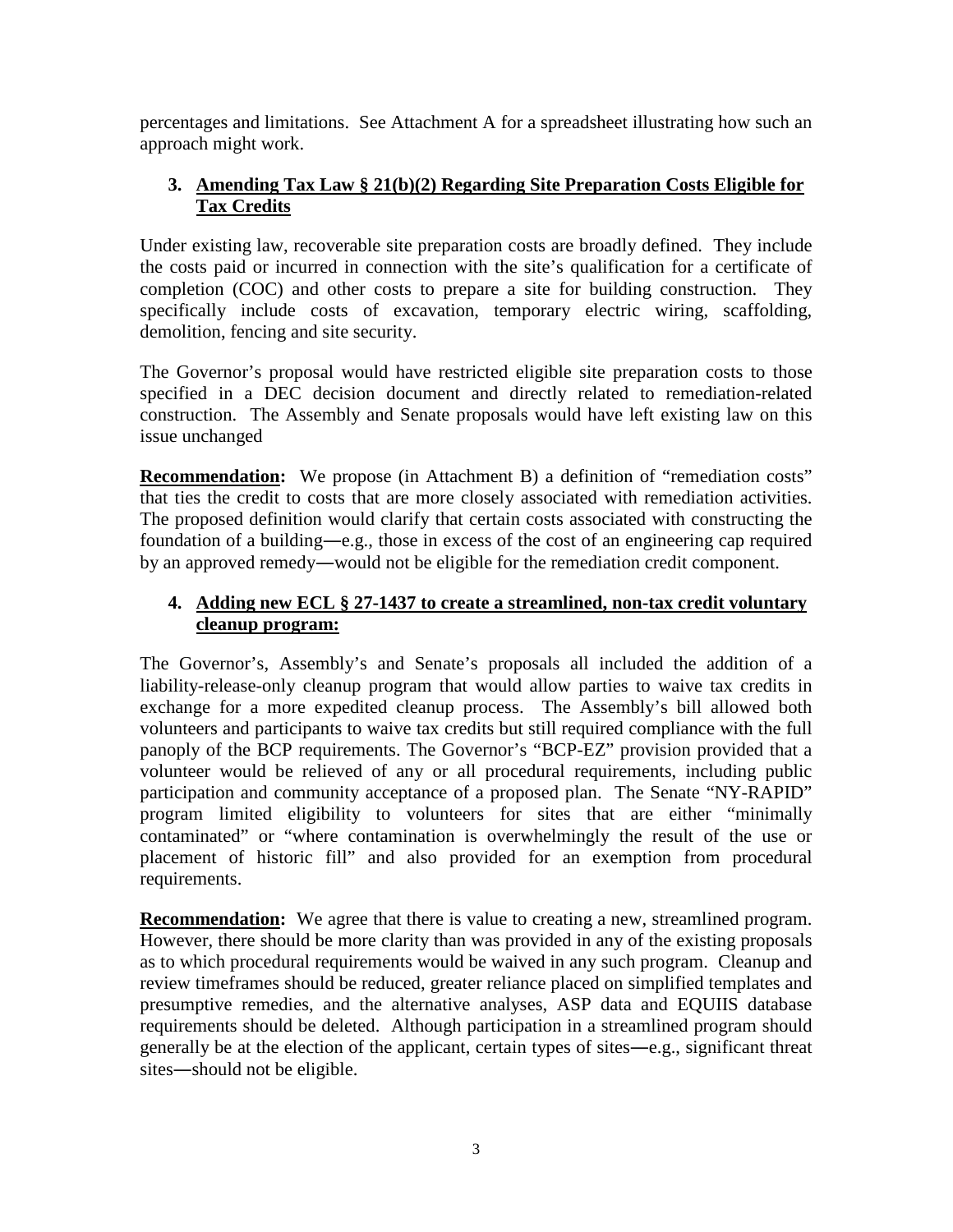percentages and limitations. See Attachment A for a spreadsheet illustrating how such an approach might work.

### 3. Amending Tax Law § 21(b)(2) Regarding Site Preparation Costs Eligible for Tax Credits

Under existing law, recoverable site preparation costs are broadly defined. They include the costs paid or incurred in connection with the site's qualification for a certificate of completion (COC) and other costs to prepare a site for building construction. They specifically include costs of excavation, temporary electric wiring, scaffolding, demolition, fencing and site security.

The Governor's proposal would have restricted eligible site preparation costs to those specified in a DEC decision document and directly related to remediation-related construction. The Assembly and Senate proposals would have left existing law on this issue unchanged

**Recommendation:** We propose (in Attachment B) a definition of "remediation costs" that ties the credit to costs that are more closely associated with remediation activities. The proposed definition would clarify that certain costs associated with constructing the foundation of a building—e.g., those in excess of the cost of an engineering cap required by an approved remedy—would not be eligible for the remediation credit component.

### 4. Adding new ECL § 27-1437 to create a streamlined, non-tax credit voluntary cleanup program:

The Governor's, Assembly's and Senate's proposals all included the addition of a liability-release-only cleanup program that would allow parties to waive tax credits in exchange for a more expedited cleanup process. The Assembly's bill allowed both volunteers and participants to waive tax credits but still required compliance with the full panoply of the BCP requirements. The Governor's "BCP-EZ" provision provided that a volunteer would be relieved of any or all procedural requirements, including public participation and community acceptance of a proposed plan. The Senate "NY-RAPID" program limited eligibility to volunteers for sites that are either "minimally contaminated" or "where contamination is overwhelmingly the result of the use or placement of historic fill" and also provided for an exemption from procedural requirements.

**Recommendation:** We agree that there is value to creating a new, streamlined program. However, there should be more clarity than was provided in any of the existing proposals as to which procedural requirements would be waived in any such program. Cleanup and review timeframes should be reduced, greater reliance placed on simplified templates and presumptive remedies, and the alternative analyses, ASP data and EQUIIS database requirements should be deleted. Although participation in a streamlined program should generally be at the election of the applicant, certain types of sites—e.g., significant threat sites—should not be eligible.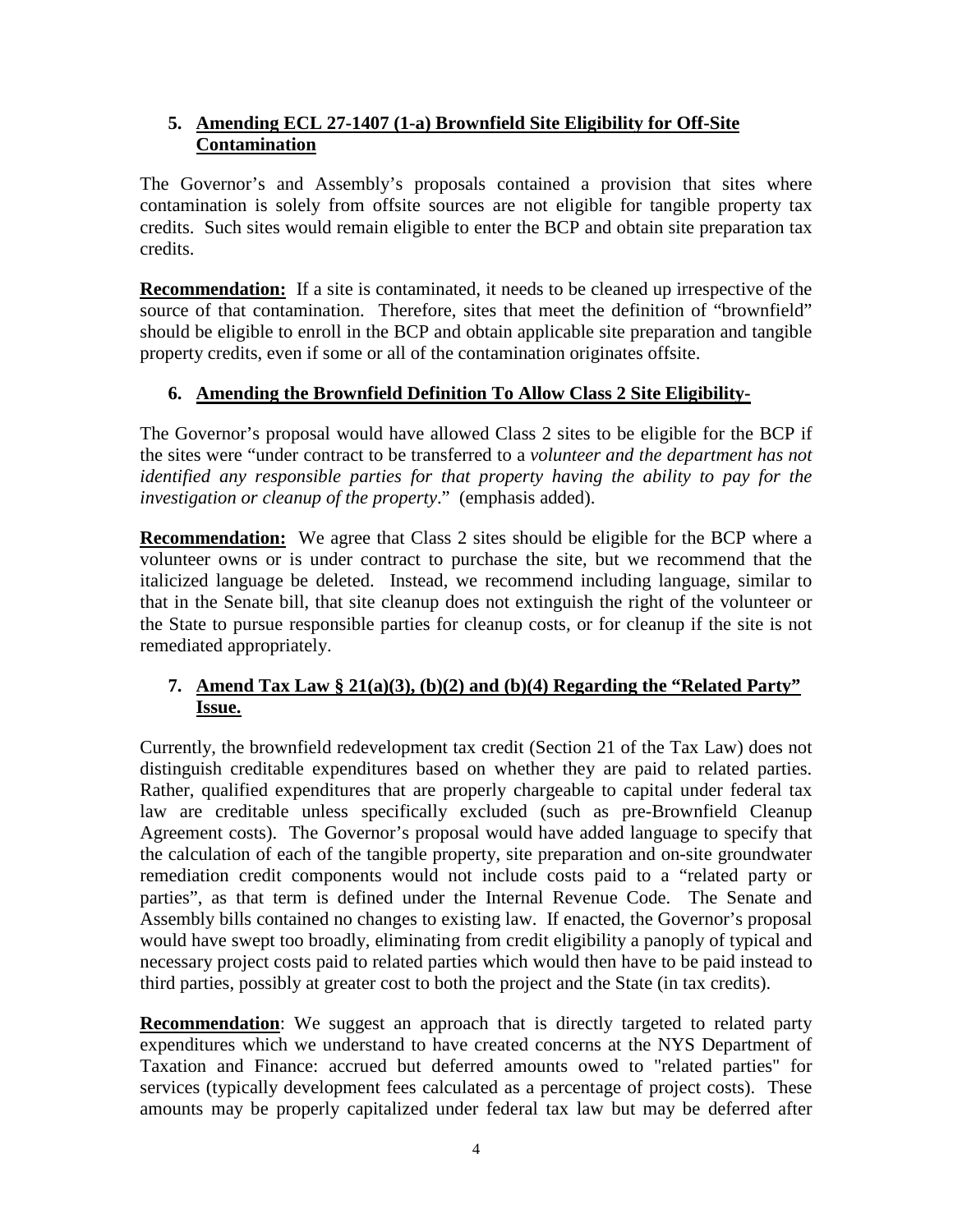### 5. Amending ECL 27-1407 (1-a) Brownfield Site Eligibility for Off-Site Contamination

The Governor's and Assembly's proposals contained a provision that sites where contamination is solely from offsite sources are not eligible for tangible property tax credits. Such sites would remain eligible to enter the BCP and obtain site preparation tax credits.

**Recommendation:** If a site is contaminated, it needs to be cleaned up irrespective of the source of that contamination. Therefore, sites that meet the definition of "brownfield" should be eligible to enroll in the BCP and obtain applicable site preparation and tangible property credits, even if some or all of the contamination originates offsite.

### 6. Amending the Brownfield Definition To Allow Class 2 Site Eligibility-

The Governor's proposal would have allowed Class 2 sites to be eligible for the BCP if the sites were "under contract to be transferred to a *volunteer and the department has not identified any responsible parties for that property having the ability to pay for the investigation or cleanup of the property*." (emphasis added).

**Recommendation:** We agree that Class 2 sites should be eligible for the BCP where a volunteer owns or is under contract to purchase the site, but we recommend that the italicized language be deleted. Instead, we recommend including language, similar to that in the Senate bill, that site cleanup does not extinguish the right of the volunteer or the State to pursue responsible parties for cleanup costs, or for cleanup if the site is not remediated appropriately.

### 7. Amend Tax Law § 21(a)(3), (b)(2) and (b)(4) Regarding the "Related Party" Issue.

Currently, the brownfield redevelopment tax credit (Section 21 of the Tax Law) does not distinguish creditable expenditures based on whether they are paid to related parties. Rather, qualified expenditures that are properly chargeable to capital under federal tax law are creditable unless specifically excluded (such as pre-Brownfield Cleanup Agreement costs). The Governor's proposal would have added language to specify that the calculation of each of the tangible property, site preparation and on-site groundwater remediation credit components would not include costs paid to a "related party or parties", as that term is defined under the Internal Revenue Code. The Senate and Assembly bills contained no changes to existing law. If enacted, the Governor's proposal would have swept too broadly, eliminating from credit eligibility a panoply of typical and necessary project costs paid to related parties which would then have to be paid instead to third parties, possibly at greater cost to both the project and the State (in tax credits).

**Recommendation**: We suggest an approach that is directly targeted to related party expenditures which we understand to have created concerns at the NYS Department of Taxation and Finance: accrued but deferred amounts owed to "related parties" for services (typically development fees calculated as a percentage of project costs). These amounts may be properly capitalized under federal tax law but may be deferred after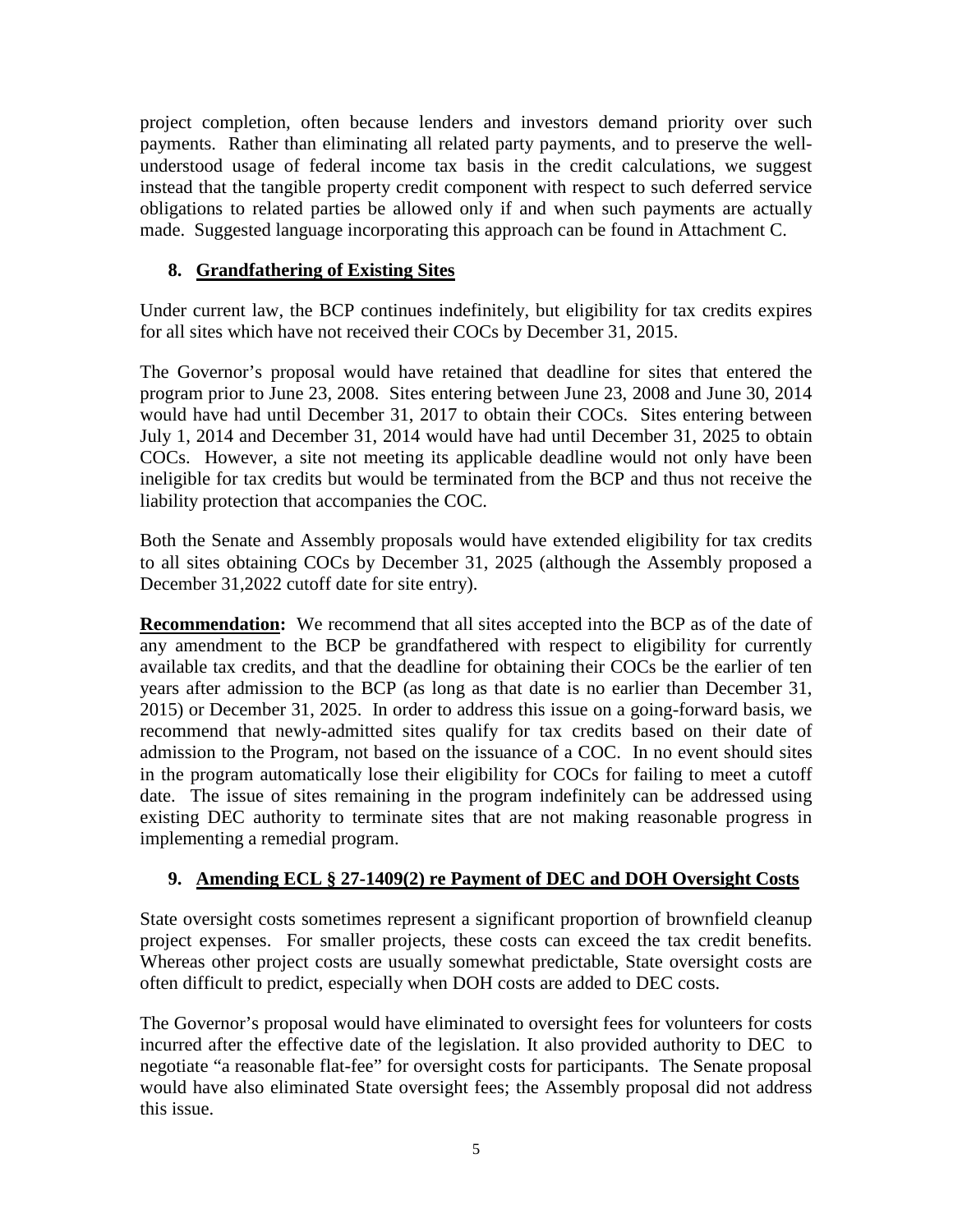project completion, often because lenders and investors demand priority over such payments. Rather than eliminating all related party payments, and to preserve the well-understood usage of federal income tax basis in the credit calculations, we suggest instead that the tangible property credit component with respect to such deferred service obligations to related parties be allowed only if and when such payments are actually made. Suggested language incorporating this approach can be found in Attachment C.

## 8. Grandfathering of Existing Sites

Under current law, the BCP continues indefinitely, but eligibility for tax credits expires for all sites which have not received their COCs by December 31, 2015.

The Governor's proposal would have retained that deadline for sites that entered the program prior to June 23, 2008. Sites entering between June 23, 2008 and June 30, 2014 would have had until December 31, 2017 to obtain their COCs. Sites entering between July 1, 2014 and December 31, 2014 would have had until December 31, 2025 to obtain COCs. However, a site not meeting its applicable deadline would not only have been ineligible for tax credits but would be terminated from the BCP and thus not receive the liability protection that accompanies the COC.

Both the Senate and Assembly proposals would have extended eligibility for tax credits to all sites obtaining COCs by December 31, 2025 (although the Assembly proposed a December 31,2022 cutoff date for site entry).

**Recommendation:** We recommend that all sites accepted into the BCP as of the date of any amendment to the BCP be grandfathered with respect to eligibility for currently available tax credits, and that the deadline for obtaining their COCs be the earlier of ten years after admission to the BCP (as long as that date is no earlier than December 31, 2015) or December 31, 2025. In order to address this issue on a going-forward basis, we recommend that newly-admitted sites qualify for tax credits based on their date of admission to the Program, not based on the issuance of a COC. In no event should sites in the program automatically lose their eligibility for COCs for failing to meet a cutoff date. The issue of sites remaining in the program indefinitely can be addressed using existing DEC authority to terminate sites that are not making reasonable progress in implementing a remedial program.

## 9. Amending ECL § 27-1409(2) re Payment of DEC and DOH Oversight Costs

State oversight costs sometimes represent a significant proportion of brownfield cleanup project expenses. For smaller projects, these costs can exceed the tax credit benefits. Whereas other project costs are usually somewhat predictable, State oversight costs are often difficult to predict, especially when DOH costs are added to DEC costs.

The Governor's proposal would have eliminated to oversight fees for volunteers for costs incurred after the effective date of the legislation. It also provided authority to DEC to negotiate "a reasonable flat-fee" for oversight costs for participants. The Senate proposal would have also eliminated State oversight fees; the Assembly proposal did not address this issue.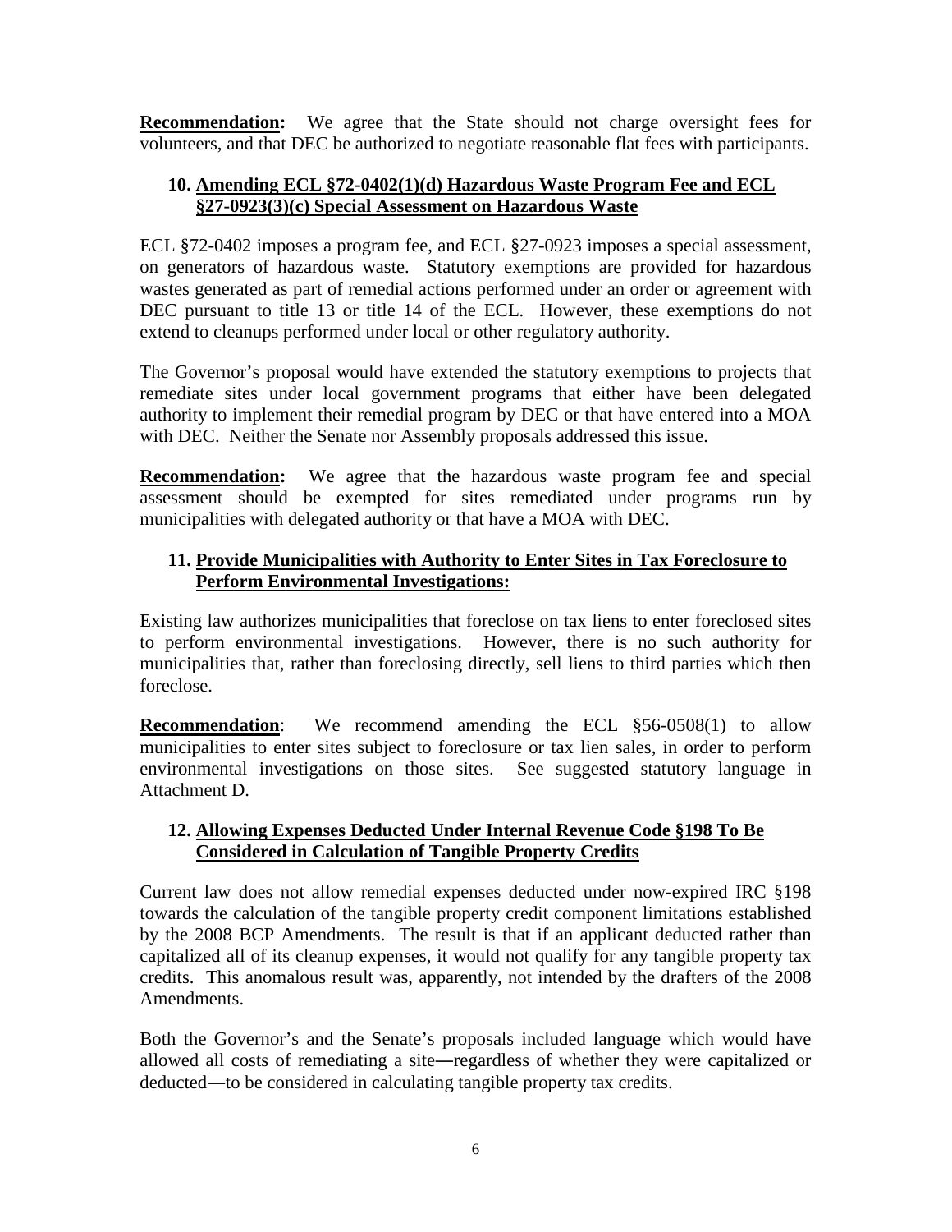**Recommendation:** We agree that the State should not charge oversight fees for volunteers, and that DEC be authorized to negotiate reasonable flat fees with participants.

### 10. Amending ECL §72-0402(1)(d) Hazardous Waste Program Fee and ECL §27-0923(3)(c) Special Assessment on Hazardous Waste

ECL §72-0402 imposes a program fee, and ECL §27-0923 imposes a special assessment, on generators of hazardous waste. Statutory exemptions are provided for hazardous wastes generated as part of remedial actions performed under an order or agreement with DEC pursuant to title 13 or title 14 of the ECL. However, these exemptions do not extend to cleanups performed under local or other regulatory authority.

The Governor's proposal would have extended the statutory exemptions to projects that remediate sites under local government programs that either have been delegated authority to implement their remedial program by DEC or that have entered into a MOA with DEC. Neither the Senate nor Assembly proposals addressed this issue.

**Recommendation:** We agree that the hazardous waste program fee and special assessment should be exempted for sites remediated under programs run by municipalities with delegated authority or that have a MOA with DEC.

### 11. Provide Municipalities with Authority to Enter Sites in Tax Foreclosure to Perform Environmental Investigations:

Existing law authorizes municipalities that foreclose on tax liens to enter foreclosed sites to perform environmental investigations. However, there is no such authority for municipalities that, rather than foreclosing directly, sell liens to third parties which then foreclose.

**Recommendation**: We recommend amending the ECL §56-0508(1) to allow municipalities to enter sites subject to foreclosure or tax lien sales, in order to perform environmental investigations on those sites. See suggested statutory language in Attachment D.

### 12. Allowing Expenses Deducted Under Internal Revenue Code §198 To Be Considered in Calculation of Tangible Property Credits

Current law does not allow remedial expenses deducted under now-expired IRC §198 towards the calculation of the tangible property credit component limitations established by the 2008 BCP Amendments. The result is that if an applicant deducted rather than capitalized all of its cleanup expenses, it would not qualify for any tangible property tax credits. This anomalous result was, apparently, not intended by the drafters of the 2008 Amendments.

Both the Governor's and the Senate's proposals included language which would have allowed all costs of remediating a site—regardless of whether they were capitalized or deducted—to be considered in calculating tangible property tax credits.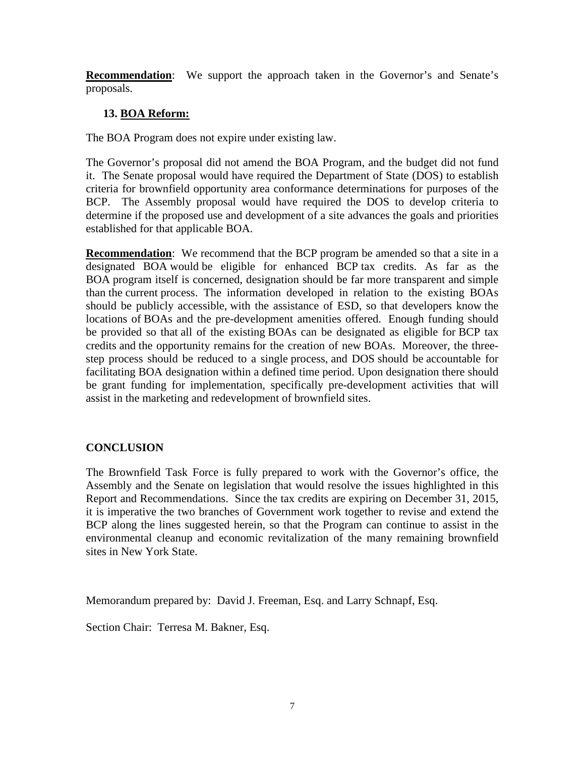**Recommendation**: We support the approach taken in the Governor's and Senate's proposals.

### 13. BOA Reform:

The BOA Program does not expire under existing law.

The Governor's proposal did not amend the BOA Program, and the budget did not fund it. The Senate proposal would have required the Department of State (DOS) to establish criteria for brownfield opportunity area conformance determinations for purposes of the BCP. The Assembly proposal would have required the DOS to develop criteria to determine if the proposed use and development of a site advances the goals and priorities established for that applicable BOA.

**Recommendation**: We recommend that the BCP program be amended so that a site in a designated BOA would be eligible for enhanced BCP tax credits. As far as the BOA program itself is concerned, designation should be far more transparent and simple than the current process. The information developed in relation to the existing BOAs should be publicly accessible, with the assistance of ESD, so that developers know the locations of BOAs and the pre-development amenities offered. Enough funding should be provided so that all of the existing BOAs can be designated as eligible for BCP tax credits and the opportunity remains for the creation of new BOAs. Moreover, the three-step process should be reduced to a single process, and DOS should be accountable for facilitating BOA designation within a defined time period. Upon designation there should be grant funding for implementation, specifically pre-development activities that will assist in the marketing and redevelopment of brownfield sites.

## CONCLUSION

The Brownfield Task Force is fully prepared to work with the Governor's office, the Assembly and the Senate on legislation that would resolve the issues highlighted in this Report and Recommendations. Since the tax credits are expiring on December 31, 2015, it is imperative the two branches of Government work together to revise and extend the BCP along the lines suggested herein, so that the Program can continue to assist in the environmental cleanup and economic revitalization of the many remaining brownfield sites in New York State.

Memorandum prepared by: David J. Freeman, Esq. and Larry Schnapf, Esq.

Section Chair: Terresa M. Bakner, Esq.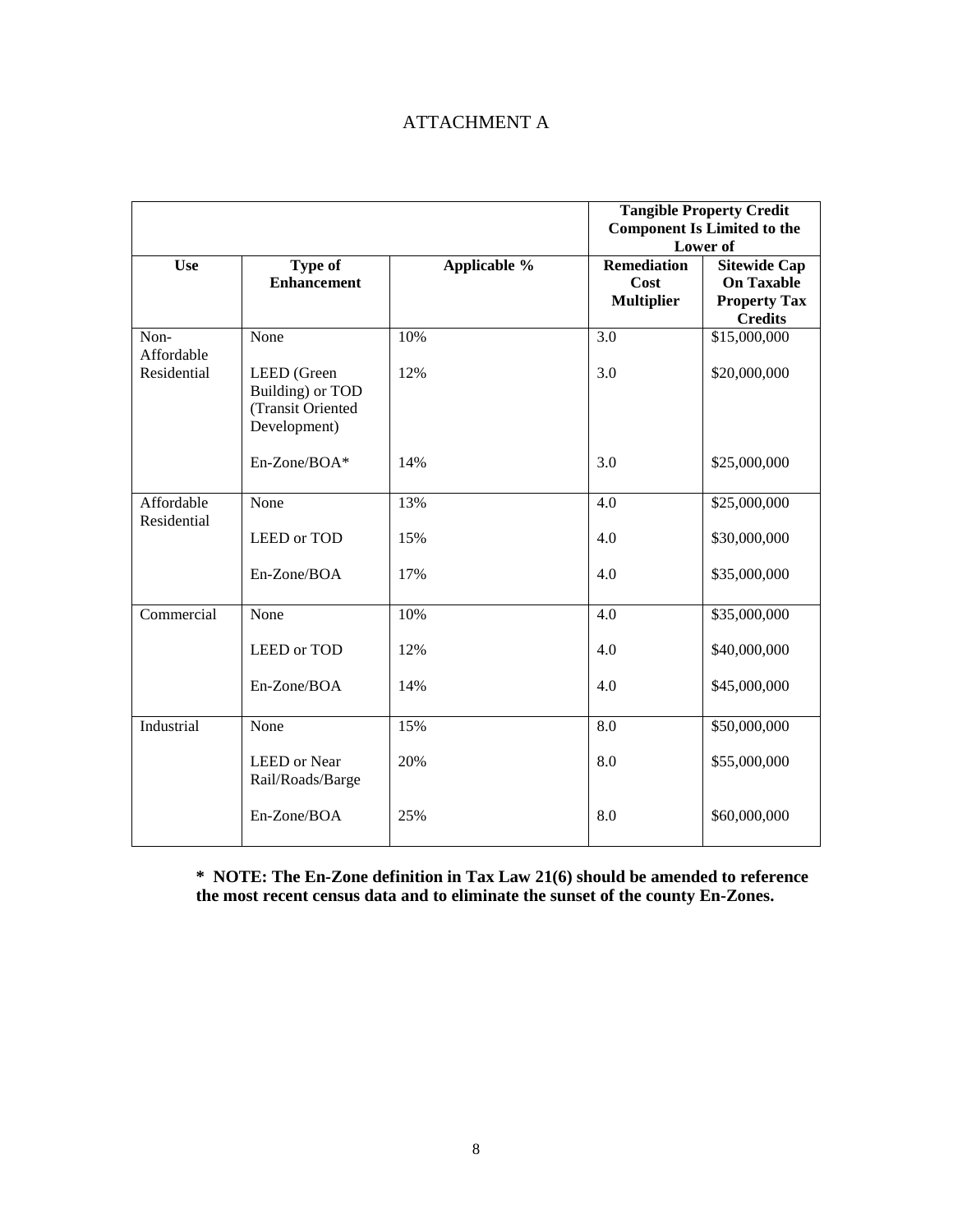# ATTACHMENT A

| | | | Tangible Property Credit Component Is Limited to the Lower of | |
|---|---|---|---|---|
| **Use** | **Type of Enhancement** | **Applicable %** | **Remediation Cost Multiplier** | **Sitewide Cap On Taxable Property Tax Credits** |
| Non-Affordable Residential | None | 10% | 3.0 | $15,000,000 |
| | LEED (Green Building) or TOD (Transit Oriented Development) | 12% | 3.0 | $20,000,000 |
| | En-Zone/BOA* | 14% | 3.0 | $25,000,000 |
| Affordable Residential | None | 13% | 4.0 | $25,000,000 |
| | LEED or TOD | 15% | 4.0 | $30,000,000 |
| | En-Zone/BOA | 17% | 4.0 | $35,000,000 |
| Commercial | None | 10% | 4.0 | $35,000,000 |
| | LEED or TOD | 12% | 4.0 | $40,000,000 |
| | En-Zone/BOA | 14% | 4.0 | $45,000,000 |
| Industrial | None | 15% | 8.0 | $50,000,000 |
| | LEED or Near Rail/Roads/Barge | 20% | 8.0 | $55,000,000 |
| | En-Zone/BOA | 25% | 8.0 | $60,000,000 |

**\* NOTE: The En-Zone definition in Tax Law 21(6) should be amended to reference the most recent census data and to eliminate the sunset of the county En-Zones.**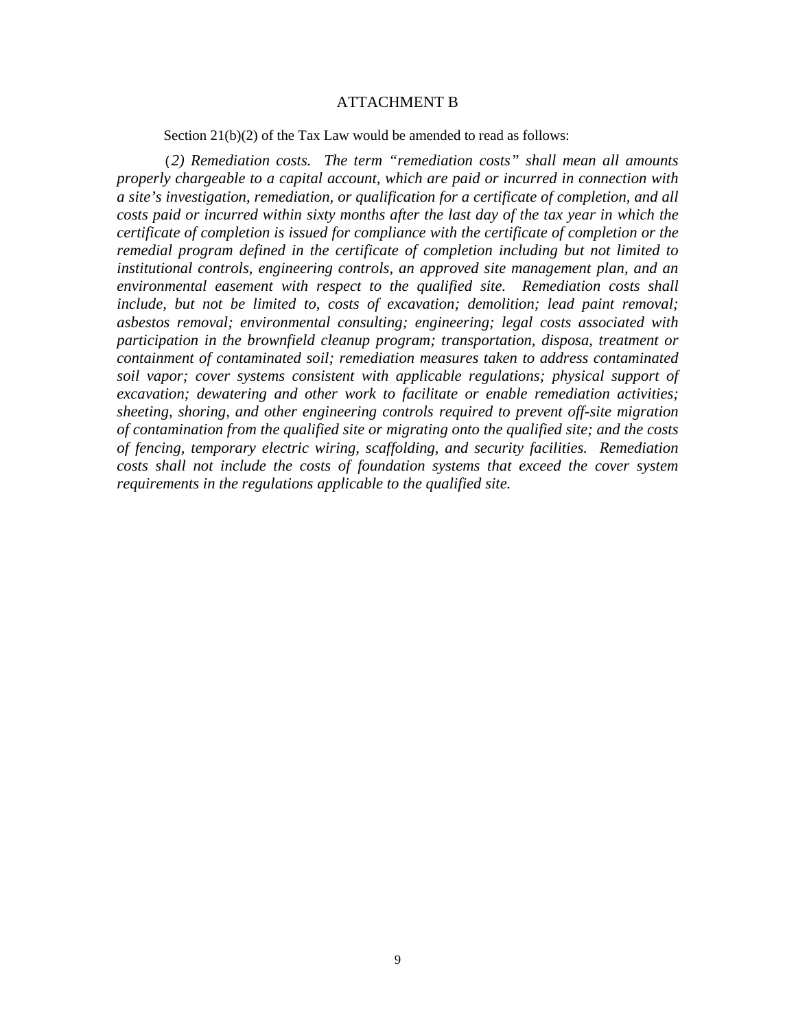# ATTACHMENT B

Section 21(b)(2) of the Tax Law would be amended to read as follows:

*(2) Remediation costs. The term "remediation costs" shall mean all amounts properly chargeable to a capital account, which are paid or incurred in connection with a site's investigation, remediation, or qualification for a certificate of completion, and all costs paid or incurred within sixty months after the last day of the tax year in which the certificate of completion is issued for compliance with the certificate of completion or the remedial program defined in the certificate of completion including but not limited to institutional controls, engineering controls, an approved site management plan, and an environmental easement with respect to the qualified site. Remediation costs shall include, but not be limited to, costs of excavation; demolition; lead paint removal; asbestos removal; environmental consulting; engineering; legal costs associated with participation in the brownfield cleanup program; transportation, disposa, treatment or containment of contaminated soil; remediation measures taken to address contaminated soil vapor; cover systems consistent with applicable regulations; physical support of excavation; dewatering and other work to facilitate or enable remediation activities; sheeting, shoring, and other engineering controls required to prevent off-site migration of contamination from the qualified site or migrating onto the qualified site; and the costs of fencing, temporary electric wiring, scaffolding, and security facilities. Remediation costs shall not include the costs of foundation systems that exceed the cover system requirements in the regulations applicable to the qualified site.*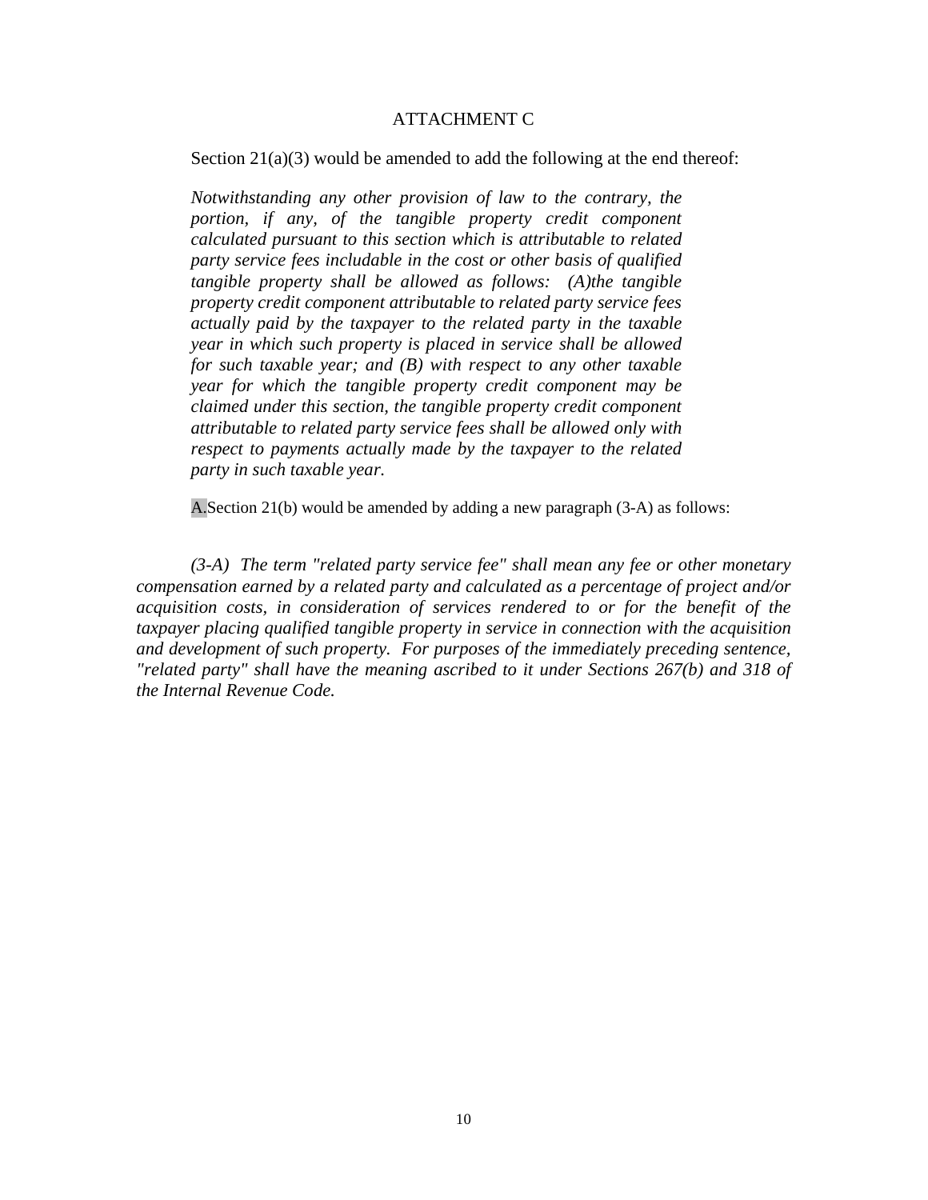ATTACHMENT C

Section 21(a)(3) would be amended to add the following at the end thereof:

*Notwithstanding any other provision of law to the contrary, the portion, if any, of the tangible property credit component calculated pursuant to this section which is attributable to related party service fees includable in the cost or other basis of qualified tangible property shall be allowed as follows: (A)the tangible property credit component attributable to related party service fees actually paid by the taxpayer to the related party in the taxable year in which such property is placed in service shall be allowed for such taxable year; and (B) with respect to any other taxable year for which the tangible property credit component may be claimed under this section, the tangible property credit component attributable to related party service fees shall be allowed only with respect to payments actually made by the taxpayer to the related party in such taxable year.*

A.Section 21(b) would be amended by adding a new paragraph (3-A) as follows:

*(3-A) The term "related party service fee" shall mean any fee or other monetary compensation earned by a related party and calculated as a percentage of project and/or acquisition costs, in consideration of services rendered to or for the benefit of the taxpayer placing qualified tangible property in service in connection with the acquisition and development of such property. For purposes of the immediately preceding sentence, "related party" shall have the meaning ascribed to it under Sections 267(b) and 318 of the Internal Revenue Code.*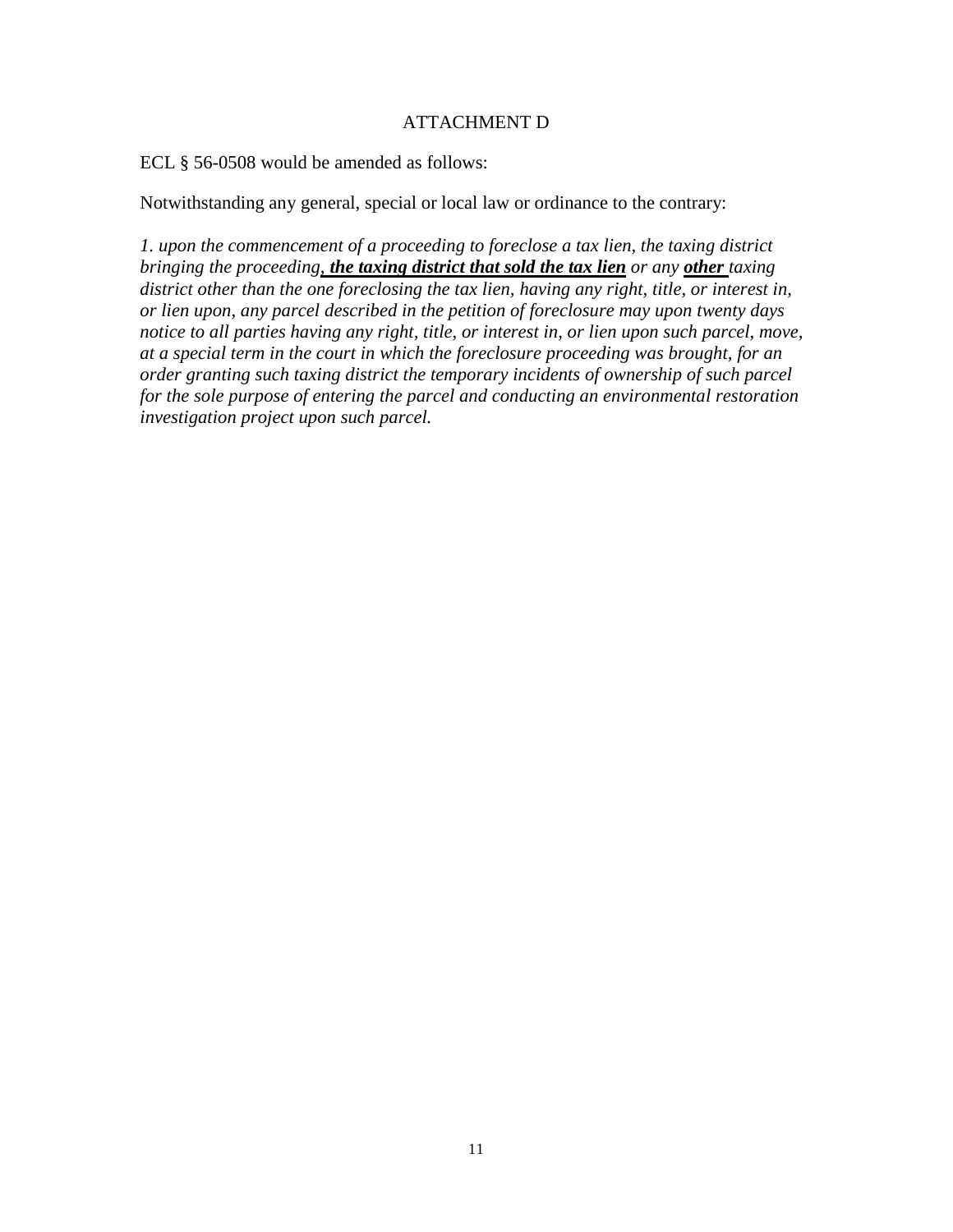# ATTACHMENT D

ECL § 56-0508 would be amended as follows:

Notwithstanding any general, special or local law or ordinance to the contrary:

*1. upon the commencement of a proceeding to foreclose a tax lien, the taxing district bringing the proceeding<u>**, the taxing district that sold the tax lien**</u> or any <u>**other**</u> taxing district other than the one foreclosing the tax lien, having any right, title, or interest in, or lien upon, any parcel described in the petition of foreclosure may upon twenty days notice to all parties having any right, title, or interest in, or lien upon such parcel, move, at a special term in the court in which the foreclosure proceeding was brought, for an order granting such taxing district the temporary incidents of ownership of such parcel for the sole purpose of entering the parcel and conducting an environmental restoration investigation project upon such parcel.*